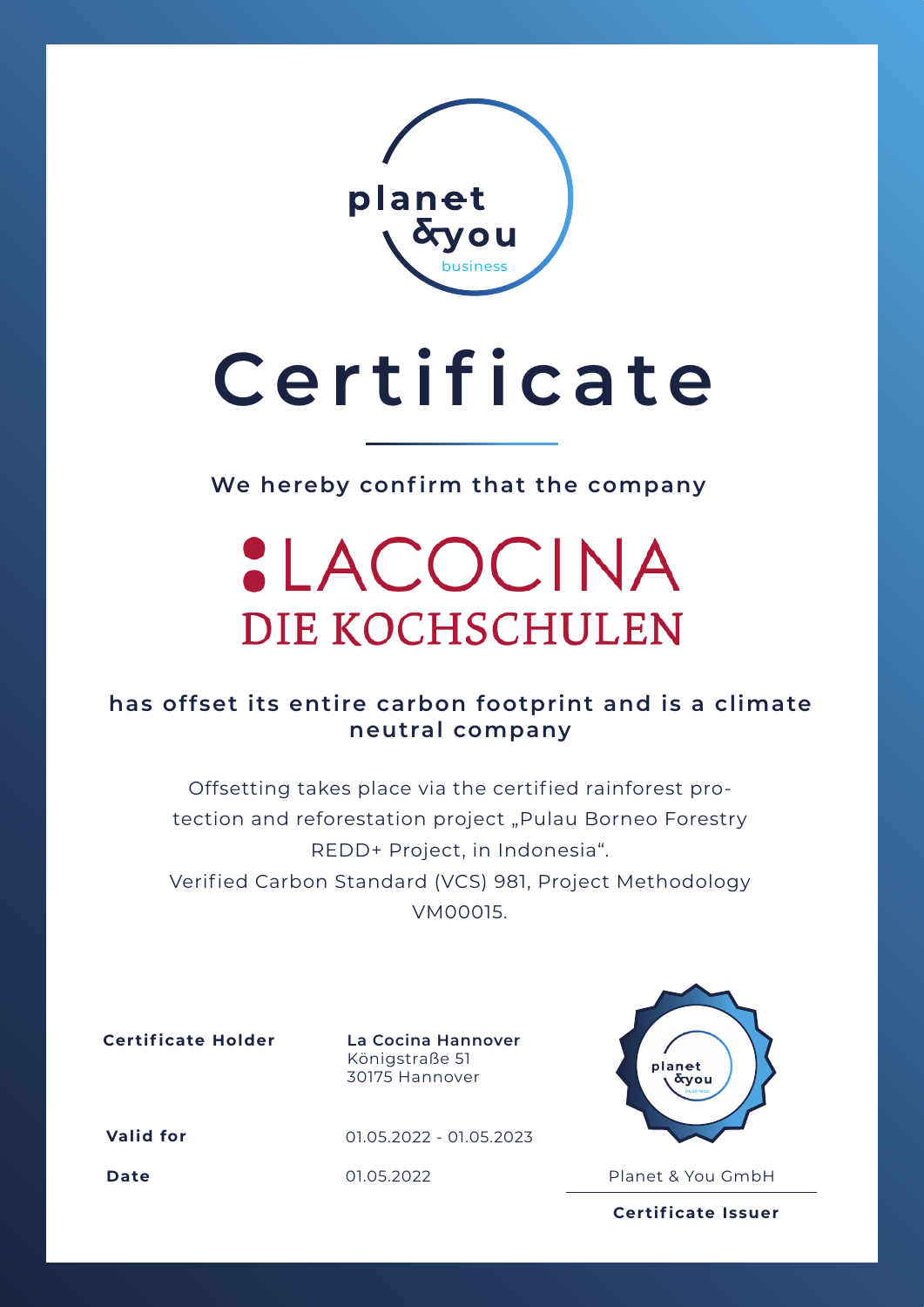planet &you business

# Certificate

**We hereby confirm that the company**

LACOCINA
DIE KOCHSCHULEN

**has offset its entire carbon footprint and is a climate neutral company**

Offsetting takes place via the certified rainforest protection and reforestation project „Pulau Borneo Forestry REDD+ Project, in Indonesia".
Verified Carbon Standard (VCS) 981, Project Methodology VM00015.

| | |
|---|---|
| **Certificate Holder** | **La Cocina Hannover** Königstraße 51 30175 Hannover |
| **Valid for** | 01.05.2022 - 01.05.2023 |
| **Date** | 01.05.2022 |

Planet & You GmbH

**Certificate Issuer**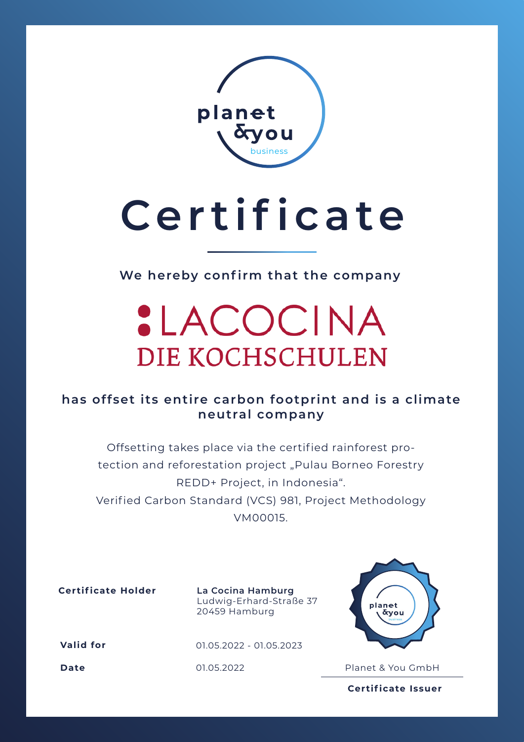planet &you business

# Certificate

**We hereby confirm that the company**

## LACOCINA
## DIE KOCHSCHULEN

**has offset its entire carbon footprint and is a climate neutral company**

Offsetting takes place via the certified rainforest protection and reforestation project „Pulau Borneo Forestry REDD+ Project, in Indonesia“.
Verified Carbon Standard (VCS) 981, Project Methodology VM00015.

**Certificate Holder** — **La Cocina Hamburg**
Ludwig-Erhard-Straße 37
20459 Hamburg

**Valid for** — 01.05.2022 - 01.05.2023

**Date** — 01.05.2022

Planet & You GmbH

**Certificate Issuer**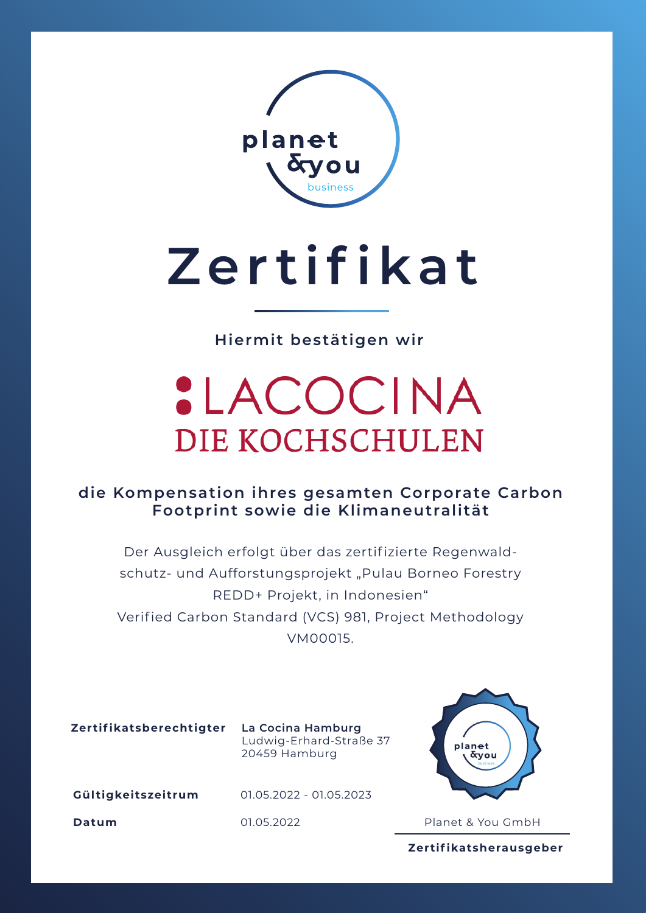planet &you business

# Zertifikat

**Hiermit bestätigen wir**

## LACOCINA
## DIE KOCHSCHULEN

**die Kompensation ihres gesamten Corporate Carbon Footprint sowie die Klimaneutralität**

Der Ausgleich erfolgt über das zertifizierte Regenwaldschutz- und Aufforstungsprojekt „Pulau Borneo Forestry REDD+ Projekt, in Indonesien“
Verified Carbon Standard (VCS) 981, Project Methodology VM00015.

| | |
|---|---|
| **Zertifikatsberechtigter** | **La Cocina Hamburg**<br>Ludwig-Erhard-Straße 37<br>20459 Hamburg |
| **Gültigkeitszeitrum** | 01.05.2022 - 01.05.2023 |
| **Datum** | 01.05.2022 |

Planet & You GmbH

**Zertifikatsherausgeber**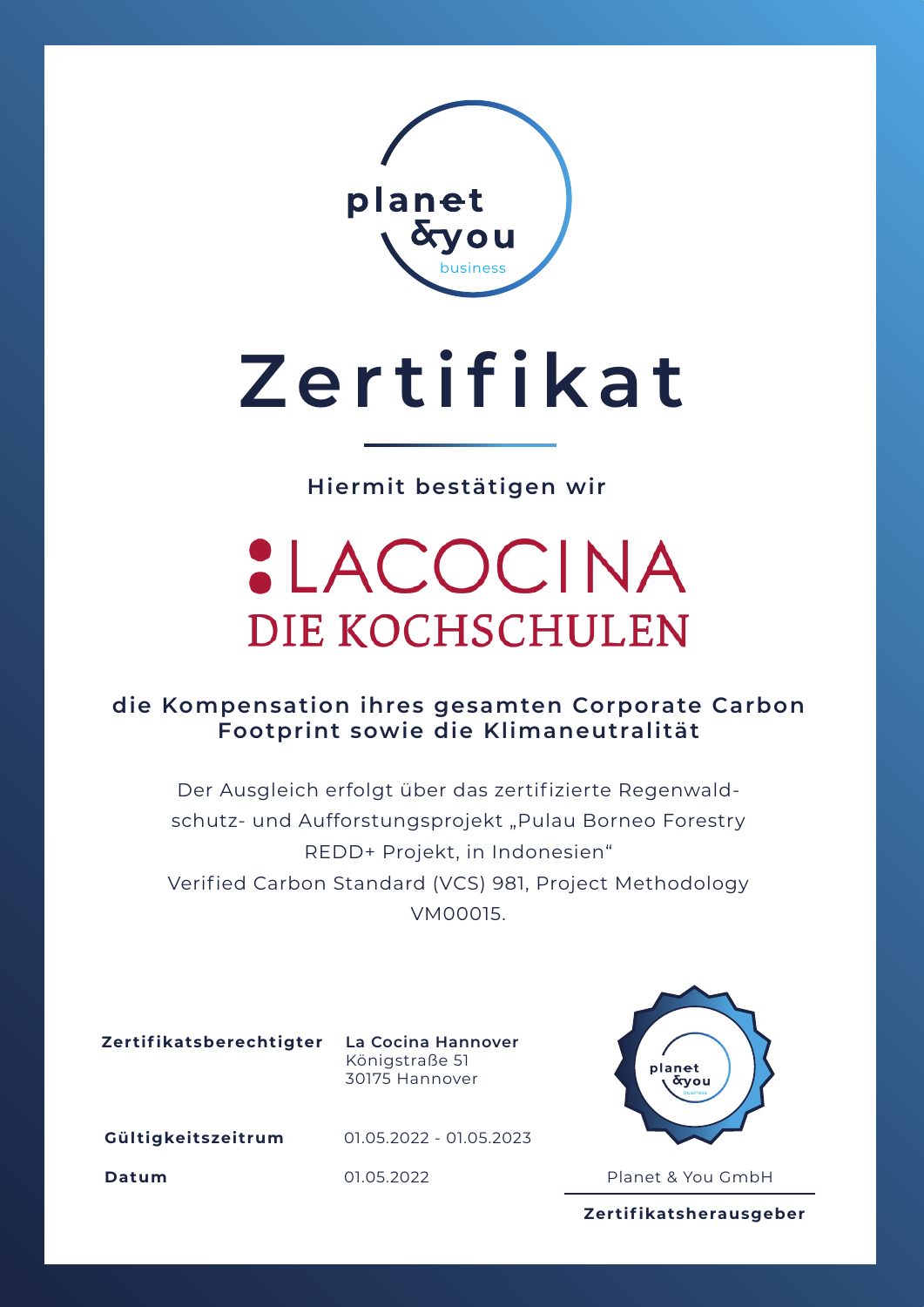planet &you business

# Zertifikat

**Hiermit bestätigen wir**

## LACOCINA
## DIE KOCHSCHULEN

**die Kompensation ihres gesamten Corporate Carbon Footprint sowie die Klimaneutralität**

Der Ausgleich erfolgt über das zertifizierte Regenwald- schutz- und Aufforstungsprojekt „Pulau Borneo Forestry REDD+ Projekt, in Indonesien“ Verified Carbon Standard (VCS) 981, Project Methodology VM00015.

| | |
|---|---|
| **Zertifikatsberechtigter** | **La Cocina Hannover**<br>Königstraße 51<br>30175 Hannover |
| **Gültigkeitszeitrum** | 01.05.2022 - 01.05.2023 |
| **Datum** | 01.05.2022 |

planet &you business

Planet & You GmbH

**Zertifikatsherausgeber**